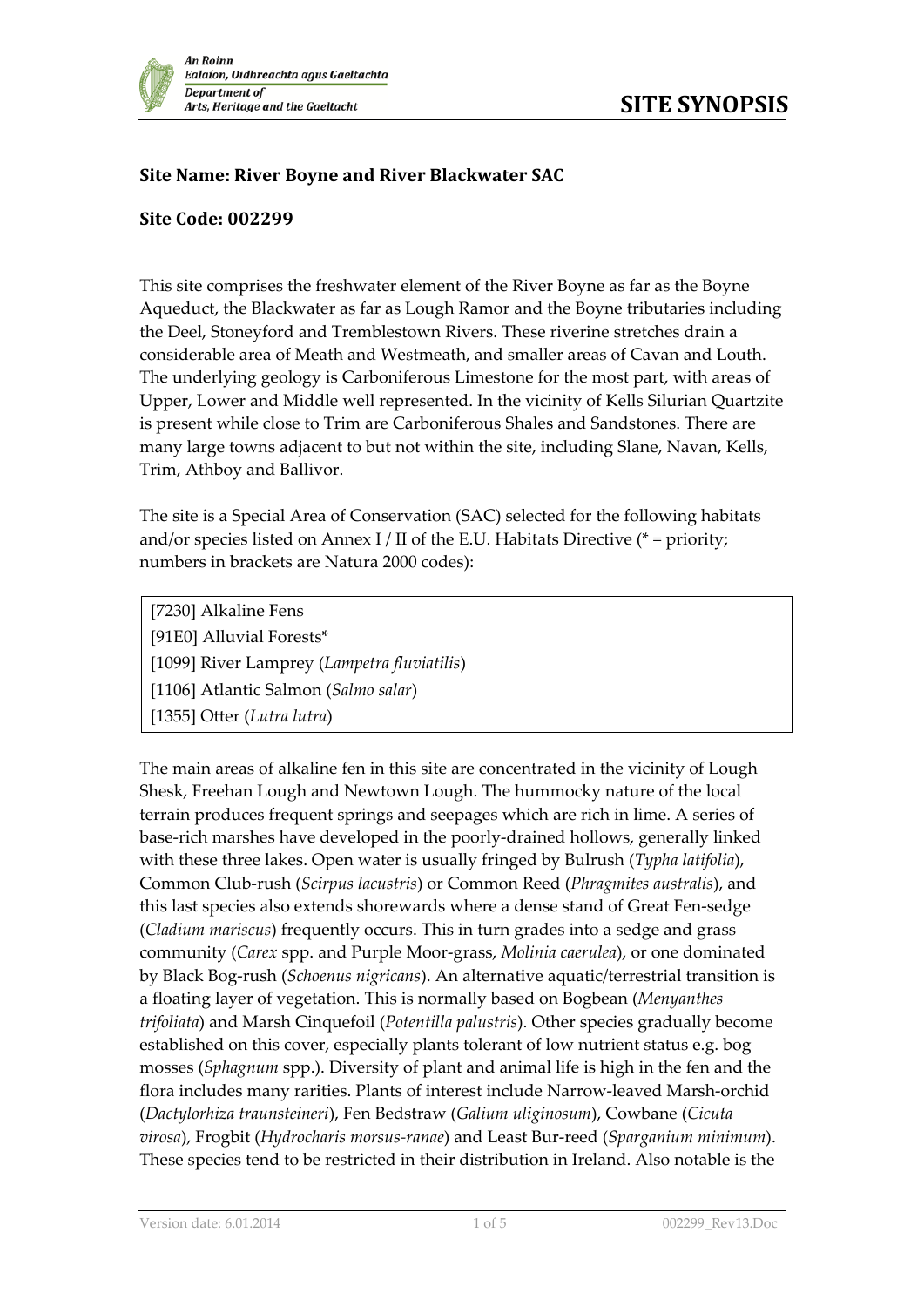# SITE SYNOPSIS

**Site Name: River Boyne and River Blackwater SAC**

**Site Code: 002299**

This site comprises the freshwater element of the River Boyne as far as the Boyne Aqueduct, the Blackwater as far as Lough Ramor and the Boyne tributaries including the Deel, Stoneyford and Tremblestown Rivers. These riverine stretches drain a considerable area of Meath and Westmeath, and smaller areas of Cavan and Louth. The underlying geology is Carboniferous Limestone for the most part, with areas of Upper, Lower and Middle well represented. In the vicinity of Kells Silurian Quartzite is present while close to Trim are Carboniferous Shales and Sandstones. There are many large towns adjacent to but not within the site, including Slane, Navan, Kells, Trim, Athboy and Ballivor.

The site is a Special Area of Conservation (SAC) selected for the following habitats and/or species listed on Annex I / II of the E.U. Habitats Directive (* = priority; numbers in brackets are Natura 2000 codes):

| |
|---|
| [7230] Alkaline Fens |
| [91E0] Alluvial Forests* |
| [1099] River Lamprey (*Lampetra fluviatilis*) |
| [1106] Atlantic Salmon (*Salmo salar*) |
| [1355] Otter (*Lutra lutra*) |

The main areas of alkaline fen in this site are concentrated in the vicinity of Lough Shesk, Freehan Lough and Newtown Lough. The hummocky nature of the local terrain produces frequent springs and seepages which are rich in lime. A series of base-rich marshes have developed in the poorly-drained hollows, generally linked with these three lakes. Open water is usually fringed by Bulrush (*Typha latifolia*), Common Club-rush (*Scirpus lacustris*) or Common Reed (*Phragmites australis*), and this last species also extends shorewards where a dense stand of Great Fen-sedge (*Cladium mariscus*) frequently occurs. This in turn grades into a sedge and grass community (*Carex* spp. and Purple Moor-grass, *Molinia caerulea*), or one dominated by Black Bog-rush (*Schoenus nigricans*). An alternative aquatic/terrestrial transition is a floating layer of vegetation. This is normally based on Bogbean (*Menyanthes trifoliata*) and Marsh Cinquefoil (*Potentilla palustris*). Other species gradually become established on this cover, especially plants tolerant of low nutrient status e.g. bog mosses (*Sphagnum* spp.). Diversity of plant and animal life is high in the fen and the flora includes many rarities. Plants of interest include Narrow-leaved Marsh-orchid (*Dactylorhiza traunsteineri*), Fen Bedstraw (*Galium uliginosum*), Cowbane (*Cicuta virosa*), Frogbit (*Hydrocharis morsus-ranae*) and Least Bur-reed (*Sparganium minimum*). These species tend to be restricted in their distribution in Ireland. Also notable is the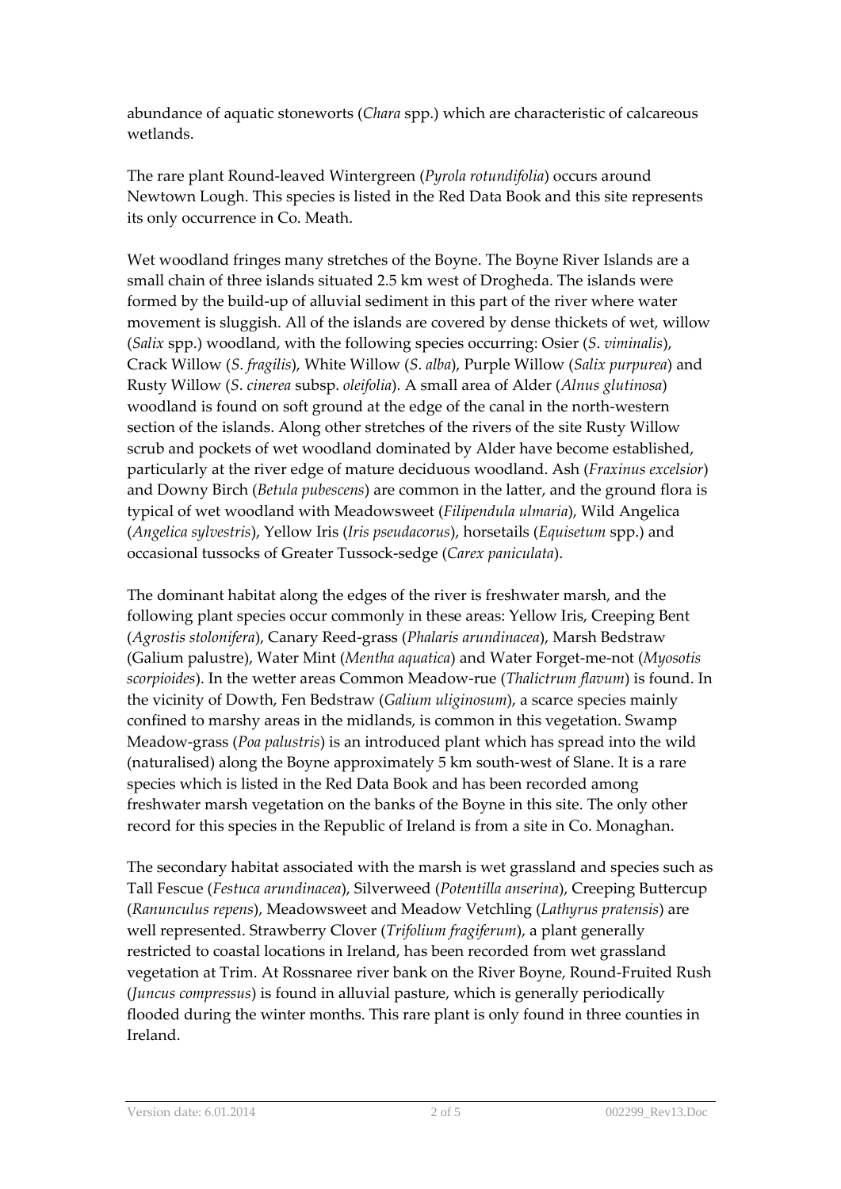abundance of aquatic stoneworts (*Chara* spp.) which are characteristic of calcareous wetlands.

The rare plant Round-leaved Wintergreen (*Pyrola rotundifolia*) occurs around Newtown Lough. This species is listed in the Red Data Book and this site represents its only occurrence in Co. Meath.

Wet woodland fringes many stretches of the Boyne. The Boyne River Islands are a small chain of three islands situated 2.5 km west of Drogheda. The islands were formed by the build-up of alluvial sediment in this part of the river where water movement is sluggish. All of the islands are covered by dense thickets of wet, willow (*Salix* spp.) woodland, with the following species occurring: Osier (*S. viminalis*), Crack Willow (*S. fragilis*), White Willow (*S. alba*), Purple Willow (*Salix purpurea*) and Rusty Willow (*S. cinerea* subsp. *oleifolia*). A small area of Alder (*Alnus glutinosa*) woodland is found on soft ground at the edge of the canal in the north-western section of the islands. Along other stretches of the rivers of the site Rusty Willow scrub and pockets of wet woodland dominated by Alder have become established, particularly at the river edge of mature deciduous woodland. Ash (*Fraxinus excelsior*) and Downy Birch (*Betula pubescens*) are common in the latter, and the ground flora is typical of wet woodland with Meadowsweet (*Filipendula ulmaria*), Wild Angelica (*Angelica sylvestris*), Yellow Iris (*Iris pseudacorus*), horsetails (*Equisetum* spp.) and occasional tussocks of Greater Tussock-sedge (*Carex paniculata*).

The dominant habitat along the edges of the river is freshwater marsh, and the following plant species occur commonly in these areas: Yellow Iris, Creeping Bent (*Agrostis stolonifera*), Canary Reed-grass (*Phalaris arundinacea*), Marsh Bedstraw (Galium palustre), Water Mint (*Mentha aquatica*) and Water Forget-me-not (*Myosotis scorpioides*). In the wetter areas Common Meadow-rue (*Thalictrum flavum*) is found. In the vicinity of Dowth, Fen Bedstraw (*Galium uliginosum*), a scarce species mainly confined to marshy areas in the midlands, is common in this vegetation. Swamp Meadow-grass (*Poa palustris*) is an introduced plant which has spread into the wild (naturalised) along the Boyne approximately 5 km south-west of Slane. It is a rare species which is listed in the Red Data Book and has been recorded among freshwater marsh vegetation on the banks of the Boyne in this site. The only other record for this species in the Republic of Ireland is from a site in Co. Monaghan.

The secondary habitat associated with the marsh is wet grassland and species such as Tall Fescue (*Festuca arundinacea*), Silverweed (*Potentilla anserina*), Creeping Buttercup (*Ranunculus repens*), Meadowsweet and Meadow Vetchling (*Lathyrus pratensis*) are well represented. Strawberry Clover (*Trifolium fragiferum*), a plant generally restricted to coastal locations in Ireland, has been recorded from wet grassland vegetation at Trim. At Rossnaree river bank on the River Boyne, Round-Fruited Rush (*Juncus compressus*) is found in alluvial pasture, which is generally periodically flooded during the winter months. This rare plant is only found in three counties in Ireland.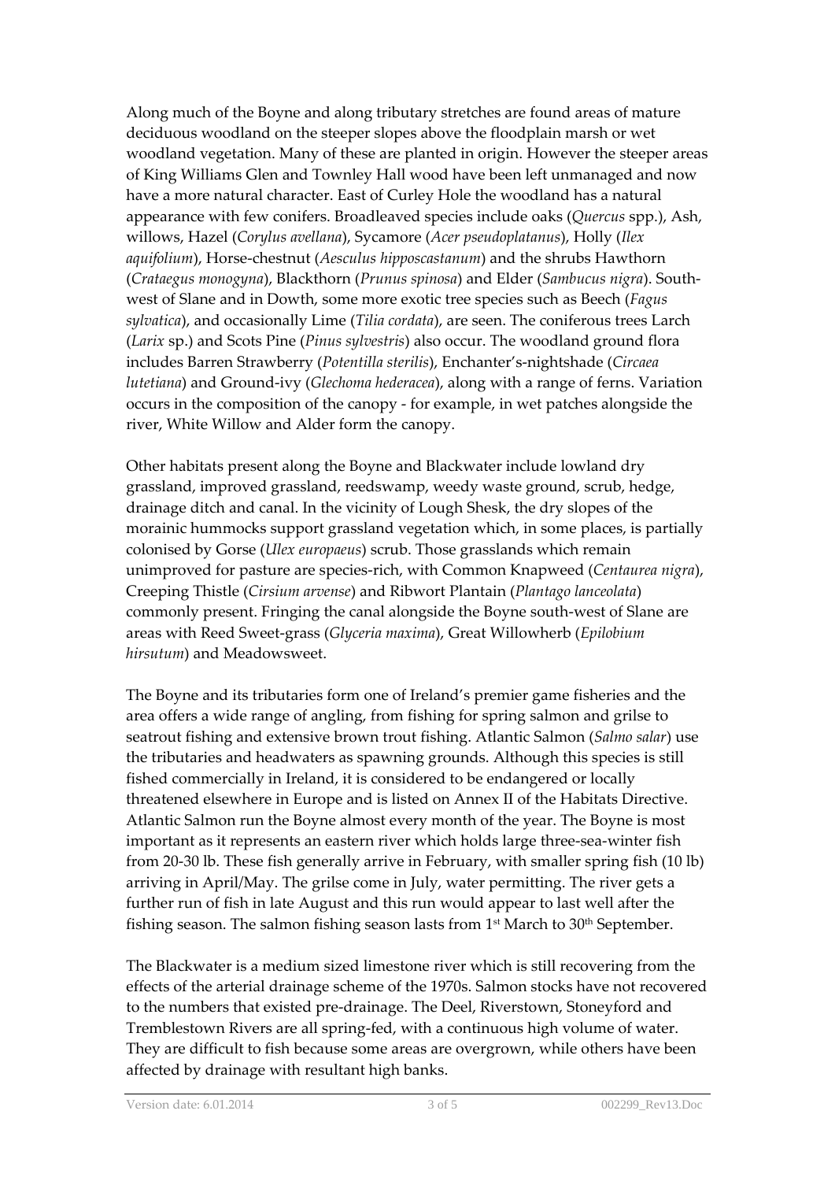Along much of the Boyne and along tributary stretches are found areas of mature deciduous woodland on the steeper slopes above the floodplain marsh or wet woodland vegetation. Many of these are planted in origin. However the steeper areas of King Williams Glen and Townley Hall wood have been left unmanaged and now have a more natural character. East of Curley Hole the woodland has a natural appearance with few conifers. Broadleaved species include oaks (*Quercus* spp.), Ash, willows, Hazel (*Corylus avellana*), Sycamore (*Acer pseudoplatanus*), Holly (*Ilex aquifolium*), Horse-chestnut (*Aesculus hipposcastanum*) and the shrubs Hawthorn (*Crataegus monogyna*), Blackthorn (*Prunus spinosa*) and Elder (*Sambucus nigra*). South-west of Slane and in Dowth, some more exotic tree species such as Beech (*Fagus sylvatica*), and occasionally Lime (*Tilia cordata*), are seen. The coniferous trees Larch (*Larix* sp.) and Scots Pine (*Pinus sylvestris*) also occur. The woodland ground flora includes Barren Strawberry (*Potentilla sterilis*), Enchanter's-nightshade (*Circaea lutetiana*) and Ground-ivy (*Glechoma hederacea*), along with a range of ferns. Variation occurs in the composition of the canopy - for example, in wet patches alongside the river, White Willow and Alder form the canopy.

Other habitats present along the Boyne and Blackwater include lowland dry grassland, improved grassland, reedswamp, weedy waste ground, scrub, hedge, drainage ditch and canal. In the vicinity of Lough Shesk, the dry slopes of the morainic hummocks support grassland vegetation which, in some places, is partially colonised by Gorse (*Ulex europaeus*) scrub. Those grasslands which remain unimproved for pasture are species-rich, with Common Knapweed (*Centaurea nigra*), Creeping Thistle (*Cirsium arvense*) and Ribwort Plantain (*Plantago lanceolata*) commonly present. Fringing the canal alongside the Boyne south-west of Slane are areas with Reed Sweet-grass (*Glyceria maxima*), Great Willowherb (*Epilobium hirsutum*) and Meadowsweet.

The Boyne and its tributaries form one of Ireland's premier game fisheries and the area offers a wide range of angling, from fishing for spring salmon and grilse to seatrout fishing and extensive brown trout fishing. Atlantic Salmon (*Salmo salar*) use the tributaries and headwaters as spawning grounds. Although this species is still fished commercially in Ireland, it is considered to be endangered or locally threatened elsewhere in Europe and is listed on Annex II of the Habitats Directive. Atlantic Salmon run the Boyne almost every month of the year. The Boyne is most important as it represents an eastern river which holds large three-sea-winter fish from 20-30 lb. These fish generally arrive in February, with smaller spring fish (10 lb) arriving in April/May. The grilse come in July, water permitting. The river gets a further run of fish in late August and this run would appear to last well after the fishing season. The salmon fishing season lasts from 1st March to 30th September.

The Blackwater is a medium sized limestone river which is still recovering from the effects of the arterial drainage scheme of the 1970s. Salmon stocks have not recovered to the numbers that existed pre-drainage. The Deel, Riverstown, Stoneyford and Tremblestown Rivers are all spring-fed, with a continuous high volume of water. They are difficult to fish because some areas are overgrown, while others have been affected by drainage with resultant high banks.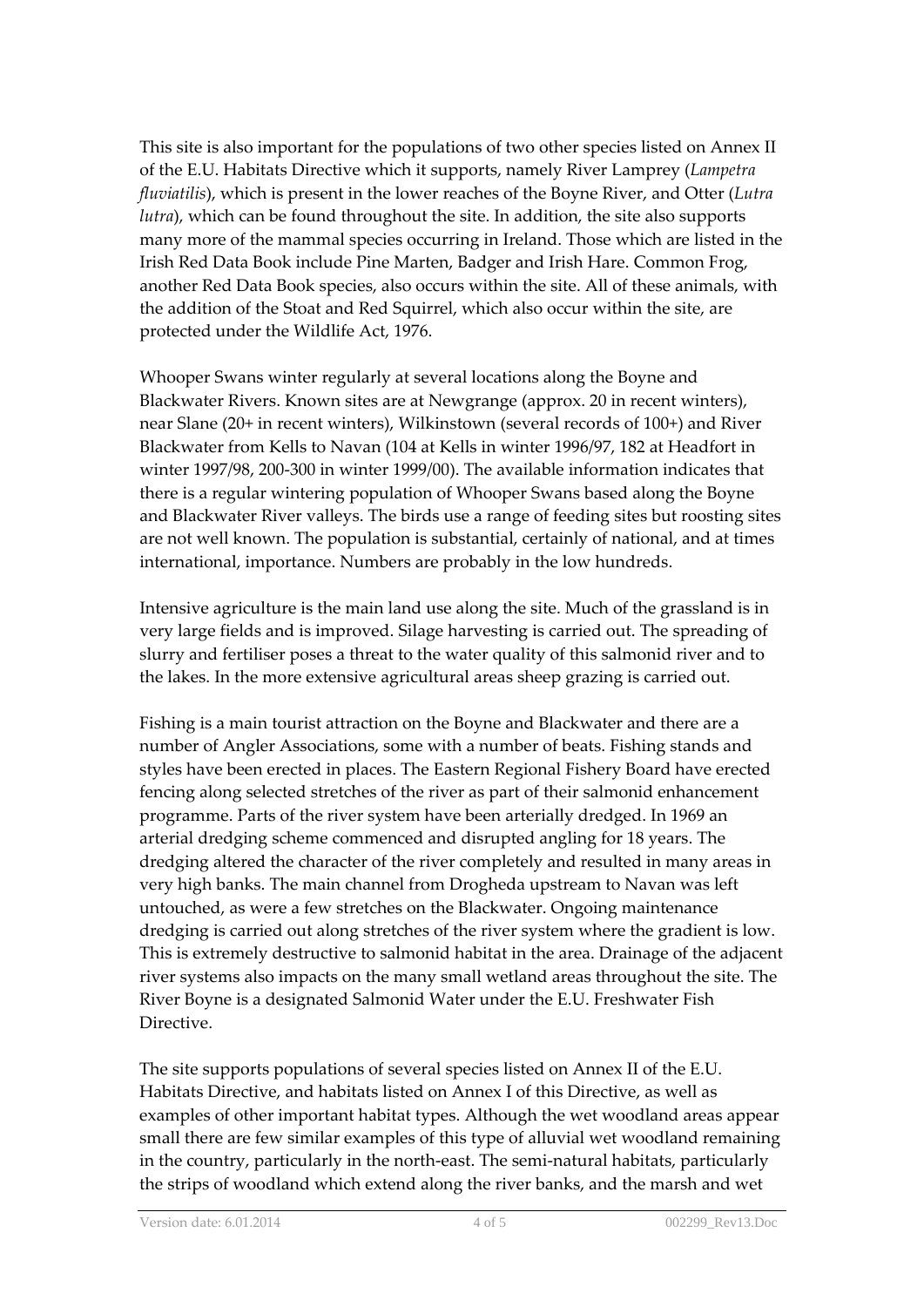This site is also important for the populations of two other species listed on Annex II of the E.U. Habitats Directive which it supports, namely River Lamprey (*Lampetra fluviatilis*), which is present in the lower reaches of the Boyne River, and Otter (*Lutra lutra*), which can be found throughout the site. In addition, the site also supports many more of the mammal species occurring in Ireland. Those which are listed in the Irish Red Data Book include Pine Marten, Badger and Irish Hare. Common Frog, another Red Data Book species, also occurs within the site. All of these animals, with the addition of the Stoat and Red Squirrel, which also occur within the site, are protected under the Wildlife Act, 1976.

Whooper Swans winter regularly at several locations along the Boyne and Blackwater Rivers. Known sites are at Newgrange (approx. 20 in recent winters), near Slane (20+ in recent winters), Wilkinstown (several records of 100+) and River Blackwater from Kells to Navan (104 at Kells in winter 1996/97, 182 at Headfort in winter 1997/98, 200-300 in winter 1999/00). The available information indicates that there is a regular wintering population of Whooper Swans based along the Boyne and Blackwater River valleys. The birds use a range of feeding sites but roosting sites are not well known. The population is substantial, certainly of national, and at times international, importance. Numbers are probably in the low hundreds.

Intensive agriculture is the main land use along the site. Much of the grassland is in very large fields and is improved. Silage harvesting is carried out. The spreading of slurry and fertiliser poses a threat to the water quality of this salmonid river and to the lakes. In the more extensive agricultural areas sheep grazing is carried out.

Fishing is a main tourist attraction on the Boyne and Blackwater and there are a number of Angler Associations, some with a number of beats. Fishing stands and styles have been erected in places. The Eastern Regional Fishery Board have erected fencing along selected stretches of the river as part of their salmonid enhancement programme. Parts of the river system have been arterially dredged. In 1969 an arterial dredging scheme commenced and disrupted angling for 18 years. The dredging altered the character of the river completely and resulted in many areas in very high banks. The main channel from Drogheda upstream to Navan was left untouched, as were a few stretches on the Blackwater. Ongoing maintenance dredging is carried out along stretches of the river system where the gradient is low. This is extremely destructive to salmonid habitat in the area. Drainage of the adjacent river systems also impacts on the many small wetland areas throughout the site. The River Boyne is a designated Salmonid Water under the E.U. Freshwater Fish Directive.

The site supports populations of several species listed on Annex II of the E.U. Habitats Directive, and habitats listed on Annex I of this Directive, as well as examples of other important habitat types. Although the wet woodland areas appear small there are few similar examples of this type of alluvial wet woodland remaining in the country, particularly in the north-east. The semi-natural habitats, particularly the strips of woodland which extend along the river banks, and the marsh and wet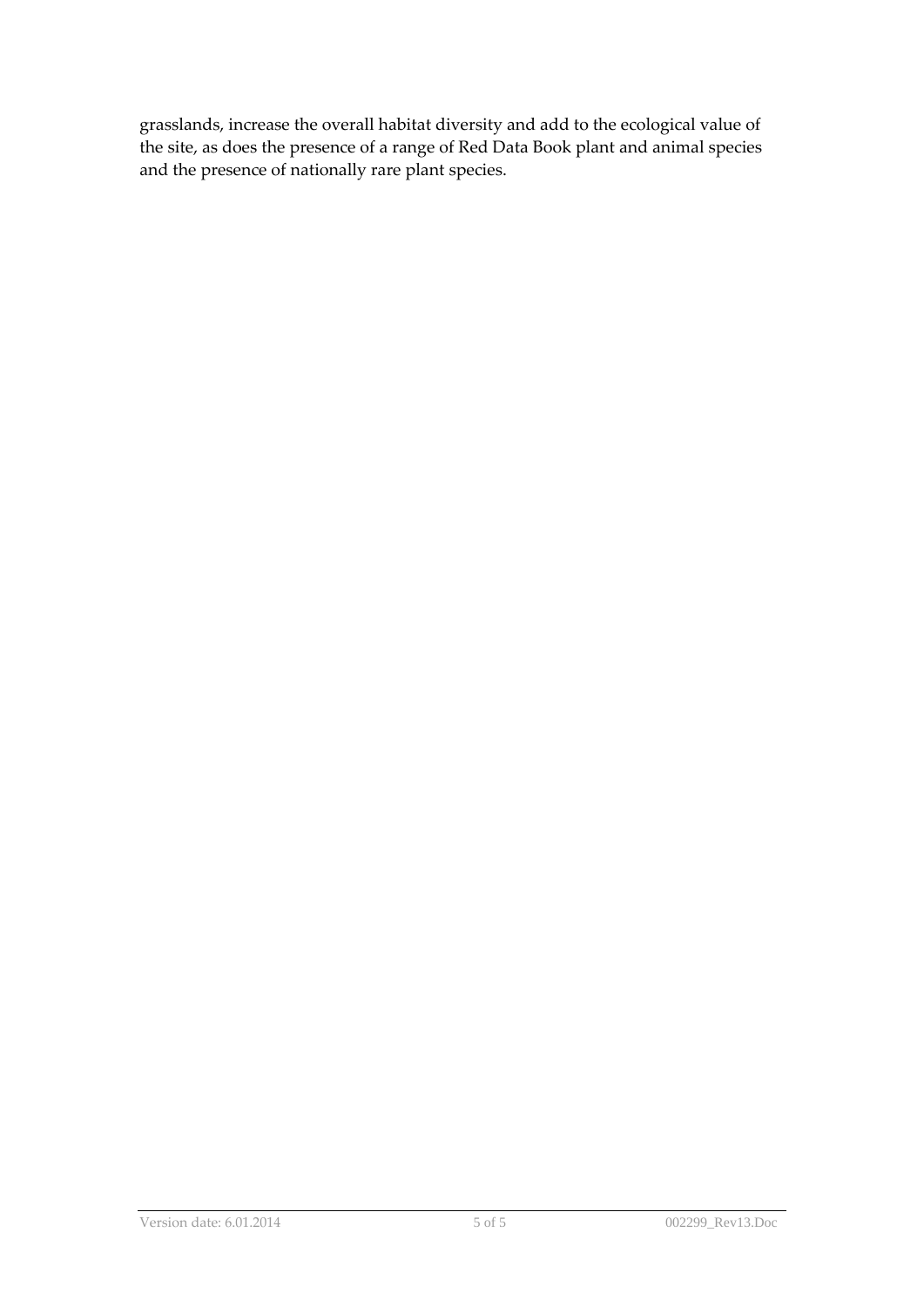grasslands, increase the overall habitat diversity and add to the ecological value of the site, as does the presence of a range of Red Data Book plant and animal species and the presence of nationally rare plant species.